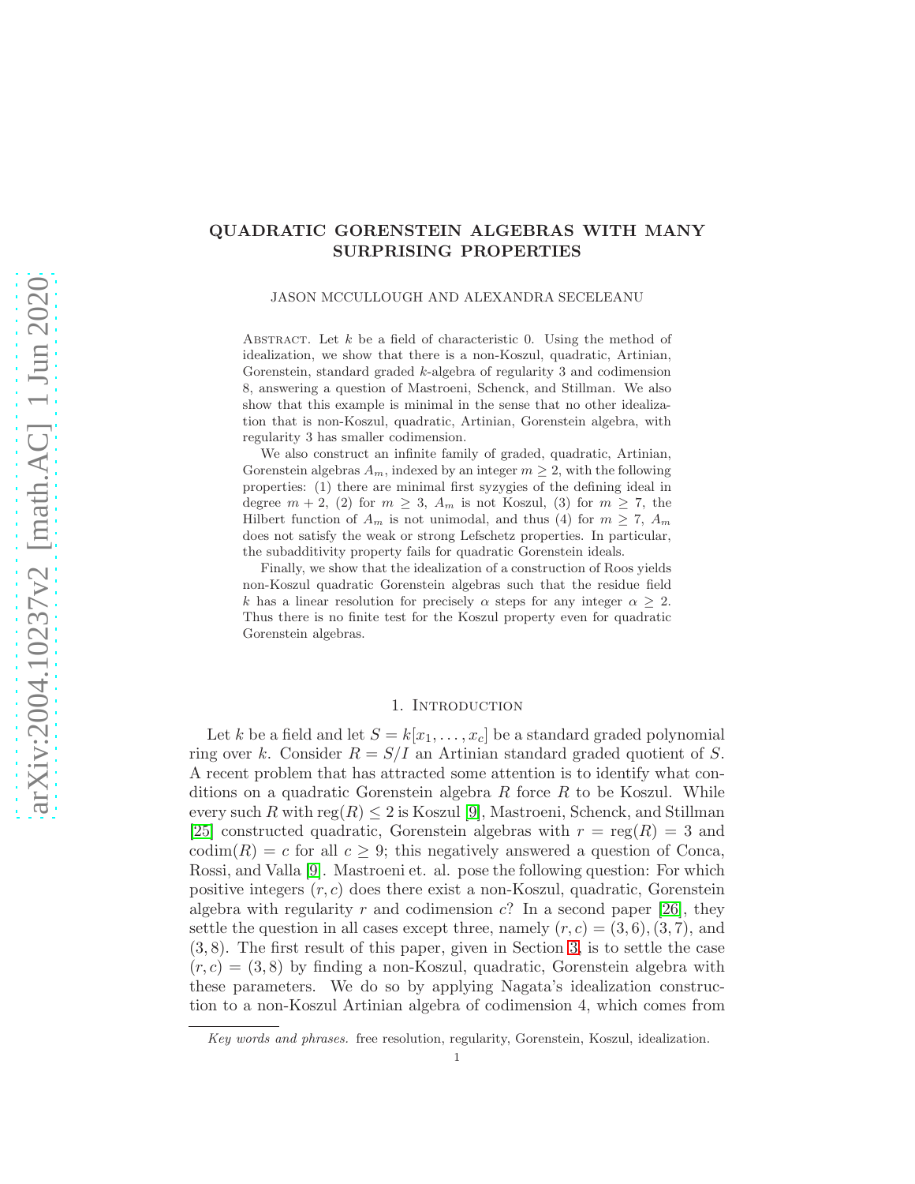# QUADRATIC GORENSTEIN ALGEBRAS WITH MANY SURPRISING PROPERTIES

JASON MCCULLOUGH AND ALEXANDRA SECELEANU

ABSTRACT. Let $k$ be a field of characteristic 0. Using the method of idealization, we show that there is a non-Koszul, quadratic, Artinian, Gorenstein, standard graded $k$-algebra of regularity 3 and codimension 8, answering a question of Mastroeni, Schenck, and Stillman. We also show that this example is minimal in the sense that no other idealization that is non-Koszul, quadratic, Artinian, Gorenstein algebra, with regularity 3 has smaller codimension.

We also construct an infinite family of graded, quadratic, Artinian, Gorenstein algebras $A_m$, indexed by an integer $m \geq 2$, with the following properties: (1) there are minimal first syzygies of the defining ideal in degree $m+2$, (2) for $m \geq 3$, $A_m$ is not Koszul, (3) for $m \geq 7$, the Hilbert function of $A_m$ is not unimodal, and thus (4) for $m \geq 7$, $A_m$ does not satisfy the weak or strong Lefschetz properties. In particular, the subadditivity property fails for quadratic Gorenstein ideals.

Finally, we show that the idealization of a construction of Roos yields non-Koszul quadratic Gorenstein algebras such that the residue field $k$ has a linear resolution for precisely $\alpha$ steps for any integer $\alpha \geq 2$. Thus there is no finite test for the Koszul property even for quadratic Gorenstein algebras.

## 1. Introduction

Let $k$ be a field and let $S = k[x_1, \ldots, x_c]$ be a standard graded polynomial ring over $k$. Consider $R = S/I$ an Artinian standard graded quotient of $S$. A recent problem that has attracted some attention is to identify what conditions on a quadratic Gorenstein algebra $R$ force $R$ to be Koszul. While every such $R$ with $\operatorname{reg}(R) \leq 2$ is Koszul [9], Mastroeni, Schenck, and Stillman [25] constructed quadratic, Gorenstein algebras with $r = \operatorname{reg}(R) = 3$ and $\operatorname{codim}(R) = c$ for all $c \geq 9$; this negatively answered a question of Conca, Rossi, and Valla [9]. Mastroeni et. al. pose the following question: For which positive integers $(r, c)$ does there exist a non-Koszul, quadratic, Gorenstein algebra with regularity $r$ and codimension $c$? In a second paper [26], they settle the question in all cases except three, namely $(r, c) = (3, 6), (3, 7)$, and $(3, 8)$. The first result of this paper, given in Section 3, is to settle the case $(r, c) = (3, 8)$ by finding a non-Koszul, quadratic, Gorenstein algebra with these parameters. We do so by applying Nagata's idealization construction to a non-Koszul Artinian algebra of codimension 4, which comes from

*Key words and phrases.* free resolution, regularity, Gorenstein, Koszul, idealization.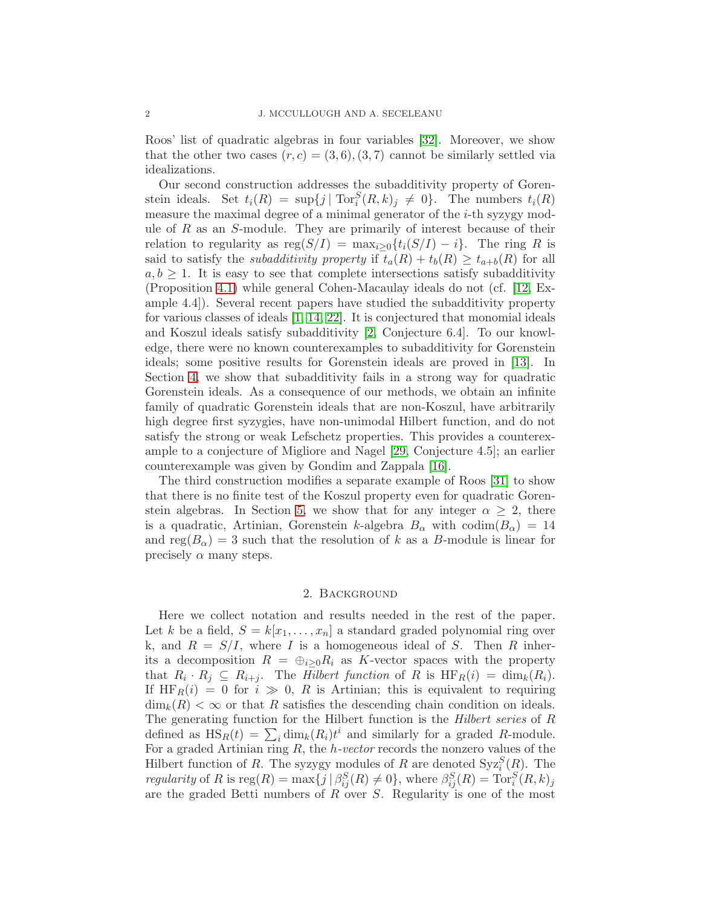Roos' list of quadratic algebras in four variables [32]. Moreover, we show that the other two cases $(r, c) = (3, 6), (3, 7)$ cannot be similarly settled via idealizations.

Our second construction addresses the subadditivity property of Gorenstein ideals. Set $t_i(R) = \sup\{j \mid \operatorname{Tor}_i^S(R, k)_j \neq 0\}$. The numbers $t_i(R)$ measure the maximal degree of a minimal generator of the $i$-th syzygy module of $R$ as an $S$-module. They are primarily of interest because of their relation to regularity as $\operatorname{reg}(S/I) = \max_{i \geq 0}\{t_i(S/I) - i\}$. The ring $R$ is said to satisfy the *subadditivity property* if $t_a(R) + t_b(R) \geq t_{a+b}(R)$ for all $a, b \geq 1$. It is easy to see that complete intersections satisfy subadditivity (Proposition 4.1) while general Cohen-Macaulay ideals do not (cf. [12, Example 4.4]). Several recent papers have studied the subadditivity property for various classes of ideals [1, 14, 22]. It is conjectured that monomial ideals and Koszul ideals satisfy subadditivity [2, Conjecture 6.4]. To our knowledge, there were no known counterexamples to subadditivity for Gorenstein ideals; some positive results for Gorenstein ideals are proved in [13]. In Section 4, we show that subadditivity fails in a strong way for quadratic Gorenstein ideals. As a consequence of our methods, we obtain an infinite family of quadratic Gorenstein ideals that are non-Koszul, have arbitrarily high degree first syzygies, have non-unimodal Hilbert function, and do not satisfy the strong or weak Lefschetz properties. This provides a counterexample to a conjecture of Migliore and Nagel [29, Conjecture 4.5]; an earlier counterexample was given by Gondim and Zappala [16].

The third construction modifies a separate example of Roos [31] to show that there is no finite test of the Koszul property even for quadratic Gorenstein algebras. In Section 5, we show that for any integer $\alpha \geq 2$, there is a quadratic, Artinian, Gorenstein $k$-algebra $B_\alpha$ with $\operatorname{codim}(B_\alpha) = 14$ and $\operatorname{reg}(B_\alpha) = 3$ such that the resolution of $k$ as a $B$-module is linear for precisely $\alpha$ many steps.

## 2. Background

Here we collect notation and results needed in the rest of the paper. Let $k$ be a field, $S = k[x_1, \ldots, x_n]$ a standard graded polynomial ring over k, and $R = S/I$, where $I$ is a homogeneous ideal of $S$. Then $R$ inherits a decomposition $R = \oplus_{i \geq 0} R_i$ as $K$-vector spaces with the property that $R_i \cdot R_j \subseteq R_{i+j}$. The *Hilbert function* of $R$ is $\operatorname{HF}_R(i) = \dim_k(R_i)$. If $\operatorname{HF}_R(i) = 0$ for $i \gg 0$, $R$ is Artinian; this is equivalent to requiring $\dim_k(R) < \infty$ or that $R$ satisfies the descending chain condition on ideals. The generating function for the Hilbert function is the *Hilbert series* of $R$ defined as $\operatorname{HS}_R(t) = \sum_i \dim_k(R_i)t^i$ and similarly for a graded $R$-module. For a graded Artinian ring $R$, the *h-vector* records the nonzero values of the Hilbert function of $R$. The syzygy modules of $R$ are denoted $\operatorname{Syz}_i^S(R)$. The *regularity* of $R$ is $\operatorname{reg}(R) = \max\{j \mid \beta_{ij}^S(R) \neq 0\}$, where $\beta_{ij}^S(R) = \operatorname{Tor}_i^S(R, k)_j$ are the graded Betti numbers of $R$ over $S$. Regularity is one of the most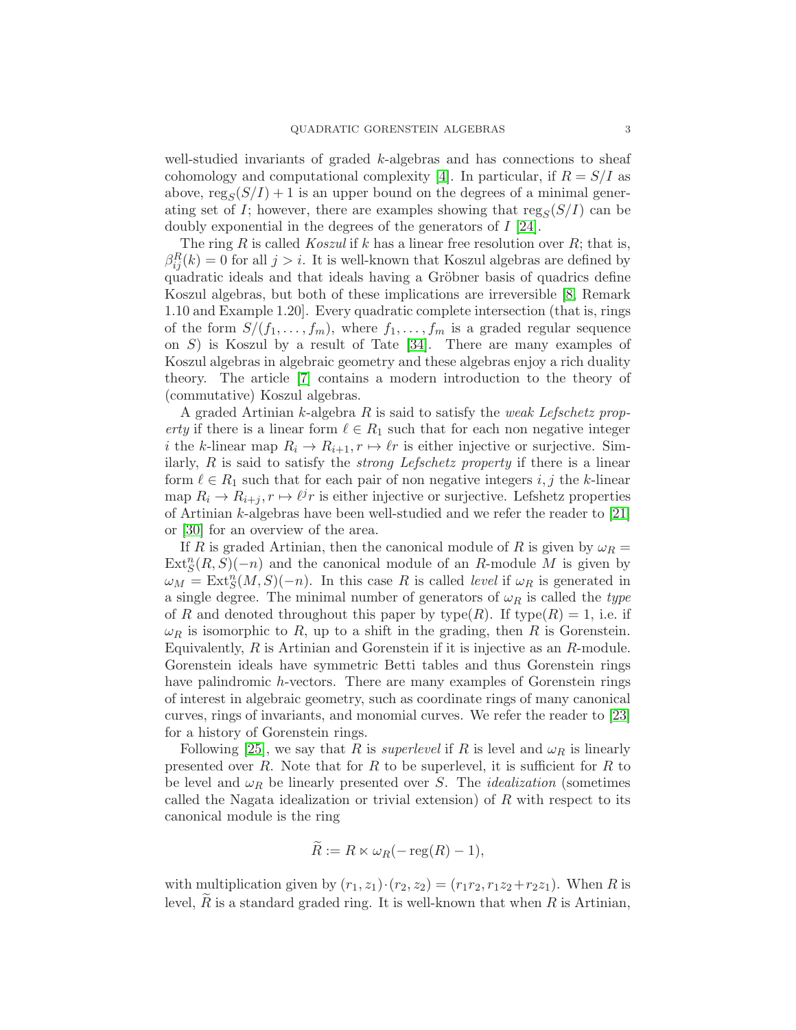well-studied invariants of graded $k$-algebras and has connections to sheaf cohomology and computational complexity [4]. In particular, if $R = S/I$ as above, $\operatorname{reg}_S(S/I) + 1$ is an upper bound on the degrees of a minimal generating set of $I$; however, there are examples showing that $\operatorname{reg}_S(S/I)$ can be doubly exponential in the degrees of the generators of $I$ [24].

The ring $R$ is called *Koszul* if $k$ has a linear free resolution over $R$; that is, $\beta_{ij}^R(k) = 0$ for all $j > i$. It is well-known that Koszul algebras are defined by quadratic ideals and that ideals having a Gröbner basis of quadrics define Koszul algebras, but both of these implications are irreversible [8, Remark 1.10 and Example 1.20]. Every quadratic complete intersection (that is, rings of the form $S/(f_1, \ldots, f_m)$, where $f_1, \ldots, f_m$ is a graded regular sequence on $S$) is Koszul by a result of Tate [34]. There are many examples of Koszul algebras in algebraic geometry and these algebras enjoy a rich duality theory. The article [7] contains a modern introduction to the theory of (commutative) Koszul algebras.

A graded Artinian $k$-algebra $R$ is said to satisfy the *weak Lefschetz property* if there is a linear form $\ell \in R_1$ such that for each non negative integer $i$ the $k$-linear map $R_i \to R_{i+1}, r \mapsto \ell r$ is either injective or surjective. Similarly, $R$ is said to satisfy the *strong Lefschetz property* if there is a linear form $\ell \in R_1$ such that for each pair of non negative integers $i, j$ the $k$-linear map $R_i \to R_{i+j}, r \mapsto \ell^j r$ is either injective or surjective. Lefshetz properties of Artinian $k$-algebras have been well-studied and we refer the reader to [21] or [30] for an overview of the area.

If $R$ is graded Artinian, then the canonical module of $R$ is given by $\omega_R = \operatorname{Ext}_S^n(R, S)(-n)$ and the canonical module of an $R$-module $M$ is given by $\omega_M = \operatorname{Ext}_S^n(M, S)(-n)$. In this case $R$ is called *level* if $\omega_R$ is generated in a single degree. The minimal number of generators of $\omega_R$ is called the *type* of $R$ and denoted throughout this paper by $\operatorname{type}(R)$. If $\operatorname{type}(R) = 1$, i.e. if $\omega_R$ is isomorphic to $R$, up to a shift in the grading, then $R$ is Gorenstein. Equivalently, $R$ is Artinian and Gorenstein if it is injective as an $R$-module. Gorenstein ideals have symmetric Betti tables and thus Gorenstein rings have palindromic $h$-vectors. There are many examples of Gorenstein rings of interest in algebraic geometry, such as coordinate rings of many canonical curves, rings of invariants, and monomial curves. We refer the reader to [23] for a history of Gorenstein rings.

Following [25], we say that $R$ is *superlevel* if $R$ is level and $\omega_R$ is linearly presented over $R$. Note that for $R$ to be superlevel, it is sufficient for $R$ to be level and $\omega_R$ be linearly presented over $S$. The *idealization* (sometimes called the Nagata idealization or trivial extension) of $R$ with respect to its canonical module is the ring

$$\widetilde{R} := R \ltimes \omega_R(-\operatorname{reg}(R) - 1),$$

with multiplication given by $(r_1, z_1) \cdot (r_2, z_2) = (r_1 r_2, r_1 z_2 + r_2 z_1)$. When $R$ is level, $\widetilde{R}$ is a standard graded ring. It is well-known that when $R$ is Artinian,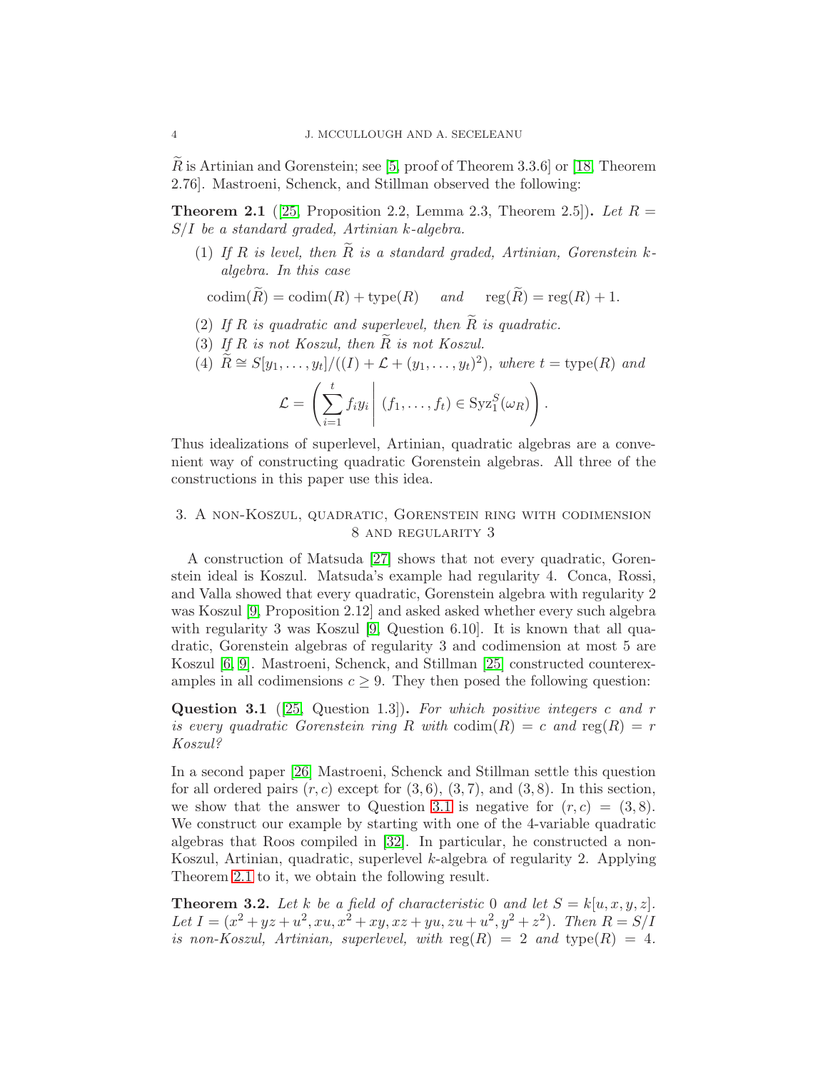$\widetilde{R}$ is Artinian and Gorenstein; see [5, proof of Theorem 3.3.6] or [18, Theorem 2.76]. Mastroeni, Schenck, and Stillman observed the following:

**Theorem 2.1** ([25, Proposition 2.2, Lemma 2.3, Theorem 2.5])**.** *Let $R = S/I$ be a standard graded, Artinian $k$-algebra.*

1. *If $R$ is level, then $\widetilde{R}$ is a standard graded, Artinian, Gorenstein $k$-algebra. In this case*

$$\operatorname{codim}(\widetilde{R}) = \operatorname{codim}(R) + \operatorname{type}(R) \quad \text{and} \quad \operatorname{reg}(\widetilde{R}) = \operatorname{reg}(R) + 1.$$

2. *If $R$ is quadratic and superlevel, then $\widetilde{R}$ is quadratic.*
3. *If $R$ is not Koszul, then $\widetilde{R}$ is not Koszul.*
4. *$\widetilde{R} \cong S[y_1, \ldots, y_t]/((I) + \mathcal{L} + (y_1, \ldots, y_t)^2)$, where $t = \operatorname{type}(R)$ and*

$$\mathcal{L} = \left( \sum_{i=1}^{t} f_i y_i \;\middle|\; (f_1, \ldots, f_t) \in \operatorname{Syz}_1^S(\omega_R) \right).$$

Thus idealizations of superlevel, Artinian, quadratic algebras are a convenient way of constructing quadratic Gorenstein algebras. All three of the constructions in this paper use this idea.

## 3. A non-Koszul, quadratic, Gorenstein ring with codimension 8 and regularity 3

A construction of Matsuda [27] shows that not every quadratic, Gorenstein ideal is Koszul. Matsuda's example had regularity 4. Conca, Rossi, and Valla showed that every quadratic, Gorenstein algebra with regularity 2 was Koszul [9, Proposition 2.12] and asked asked whether every such algebra with regularity 3 was Koszul [9, Question 6.10]. It is known that all quadratic, Gorenstein algebras of regularity 3 and codimension at most 5 are Koszul [6, 9]. Mastroeni, Schenck, and Stillman [25] constructed counterexamples in all codimensions $c \geq 9$. They then posed the following question:

**Question 3.1** ([25, Question 1.3])**.** *For which positive integers $c$ and $r$ is every quadratic Gorenstein ring $R$ with $\operatorname{codim}(R) = c$ and $\operatorname{reg}(R) = r$ Koszul?*

In a second paper [26] Mastroeni, Schenck and Stillman settle this question for all ordered pairs $(r, c)$ except for $(3, 6)$, $(3, 7)$, and $(3, 8)$. In this section, we show that the answer to Question 3.1 is negative for $(r, c) = (3, 8)$. We construct our example by starting with one of the 4-variable quadratic algebras that Roos compiled in [32]. In particular, he constructed a non-Koszul, Artinian, quadratic, superlevel $k$-algebra of regularity 2. Applying Theorem 2.1 to it, we obtain the following result.

**Theorem 3.2.** *Let $k$ be a field of characteristic 0 and let $S = k[u, x, y, z]$. Let $I = (x^2 + yz + u^2, xu, x^2 + xy, xz + yu, zu + u^2, y^2 + z^2)$. Then $R = S/I$ is non-Koszul, Artinian, superlevel, with $\operatorname{reg}(R) = 2$ and $\operatorname{type}(R) = 4$.*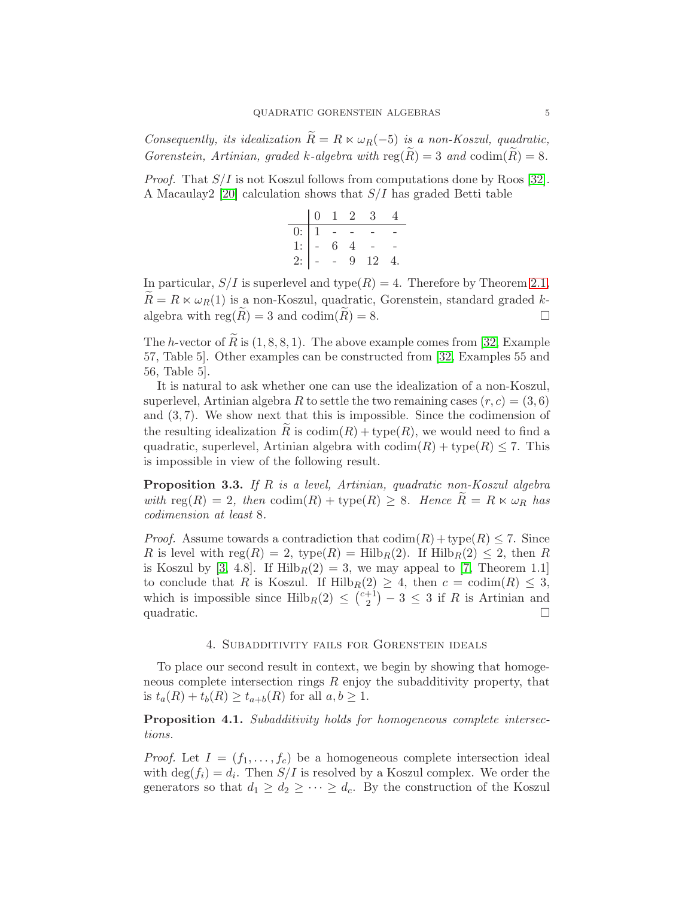*Consequently, its idealization $\widetilde{R} = R \ltimes \omega_R(-5)$ is a non-Koszul, quadratic, Gorenstein, Artinian, graded $k$-algebra with $\operatorname{reg}(\widetilde{R}) = 3$ and $\operatorname{codim}(\widetilde{R}) = 8$.*

*Proof.* That $S/I$ is not Koszul follows from computations done by Roos [32]. A Macaulay2 [20] calculation shows that $S/I$ has graded Betti table

| | 0 | 1 | 2 | 3 | 4 |
|---|---|---|---|---|---|
| 0: | 1 | - | - | - | - |
| 1: | - | 6 | 4 | - | - |
| 2: | - | - | 9 | 12 | 4. |

In particular, $S/I$ is superlevel and $\operatorname{type}(R) = 4$. Therefore by Theorem 2.1, $\widetilde{R} = R \ltimes \omega_R(1)$ is a non-Koszul, quadratic, Gorenstein, standard graded $k$-algebra with $\operatorname{reg}(\widetilde{R}) = 3$ and $\operatorname{codim}(\widetilde{R}) = 8$. $\square$

The $h$-vector of $\widetilde{R}$ is $(1, 8, 8, 1)$. The above example comes from [32, Example 57, Table 5]. Other examples can be constructed from [32, Examples 55 and 56, Table 5].

It is natural to ask whether one can use the idealization of a non-Koszul, superlevel, Artinian algebra $R$ to settle the two remaining cases $(r, c) = (3, 6)$ and $(3, 7)$. We show next that this is impossible. Since the codimension of the resulting idealization $\widetilde{R}$ is $\operatorname{codim}(R) + \operatorname{type}(R)$, we would need to find a quadratic, superlevel, Artinian algebra with $\operatorname{codim}(R) + \operatorname{type}(R) \leq 7$. This is impossible in view of the following result.

**Proposition 3.3.** *If $R$ is a level, Artinian, quadratic non-Koszul algebra with $\operatorname{reg}(R) = 2$, then $\operatorname{codim}(R) + \operatorname{type}(R) \geq 8$. Hence $\widetilde{R} = R \ltimes \omega_R$ has codimension at least 8.*

*Proof.* Assume towards a contradiction that $\operatorname{codim}(R) + \operatorname{type}(R) \leq 7$. Since $R$ is level with $\operatorname{reg}(R) = 2$, $\operatorname{type}(R) = \operatorname{Hilb}_R(2)$. If $\operatorname{Hilb}_R(2) \leq 2$, then $R$ is Koszul by [3, 4.8]. If $\operatorname{Hilb}_R(2) = 3$, we may appeal to [7, Theorem 1.1] to conclude that $R$ is Koszul. If $\operatorname{Hilb}_R(2) \geq 4$, then $c = \operatorname{codim}(R) \leq 3$, which is impossible since $\operatorname{Hilb}_R(2) \leq \binom{c+1}{2} - 3 \leq 3$ if $R$ is Artinian and quadratic. $\square$

## 4. Subadditivity fails for Gorenstein ideals

To place our second result in context, we begin by showing that homogeneous complete intersection rings $R$ enjoy the subadditivity property, that is $t_a(R) + t_b(R) \geq t_{a+b}(R)$ for all $a, b \geq 1$.

**Proposition 4.1.** *Subadditivity holds for homogeneous complete intersections.*

*Proof.* Let $I = (f_1, \ldots, f_c)$ be a homogeneous complete intersection ideal with $\deg(f_i) = d_i$. Then $S/I$ is resolved by a Koszul complex. We order the generators so that $d_1 \geq d_2 \geq \cdots \geq d_c$. By the construction of the Koszul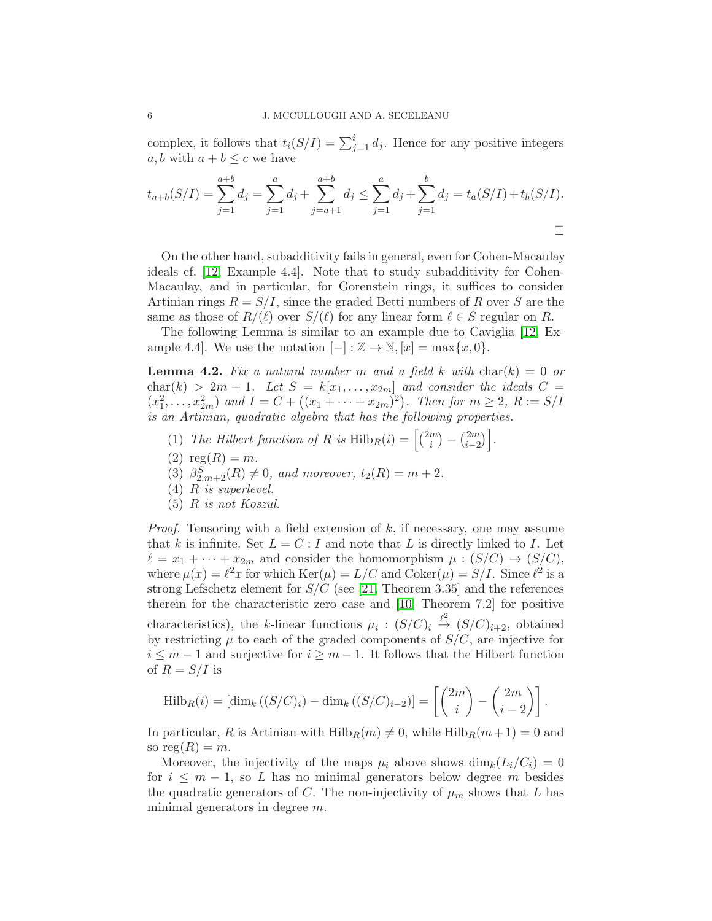complex, it follows that $t_i(S/I) = \sum_{j=1}^{i} d_j$. Hence for any positive integers $a, b$ with $a + b \leq c$ we have

$$t_{a+b}(S/I) = \sum_{j=1}^{a+b} d_j = \sum_{j=1}^{a} d_j + \sum_{j=a+1}^{a+b} d_j \leq \sum_{j=1}^{a} d_j + \sum_{j=1}^{b} d_j = t_a(S/I) + t_b(S/I).$$

□

On the other hand, subadditivity fails in general, even for Cohen-Macaulay ideals cf. [12, Example 4.4]. Note that to study subadditivity for Cohen-Macaulay, and in particular, for Gorenstein rings, it suffices to consider Artinian rings $R = S/I$, since the graded Betti numbers of $R$ over $S$ are the same as those of $R/(\ell)$ over $S/(\ell)$ for any linear form $\ell \in S$ regular on $R$.

The following Lemma is similar to an example due to Caviglia [12, Example 4.4]. We use the notation $[-] : \mathbb{Z} \to \mathbb{N}, [x] = \max\{x, 0\}$.

**Lemma 4.2.** *Fix a natural number $m$ and a field $k$ with $\operatorname{char}(k) = 0$ or $\operatorname{char}(k) > 2m + 1$. Let $S = k[x_1, \ldots, x_{2m}]$ and consider the ideals $C = (x_1^2, \ldots, x_{2m}^2)$ and $I = C + \left((x_1 + \cdots + x_{2m})^2\right)$. Then for $m \geq 2$, $R := S/I$ is an Artinian, quadratic algebra that has the following properties.*

1. *The Hilbert function of $R$ is $\operatorname{Hilb}_R(i) = \left[\binom{2m}{i} - \binom{2m}{i-2}\right]$.*
2. *$\operatorname{reg}(R) = m$.*
3. *$\beta^S_{2,m+2}(R) \neq 0$, and moreover, $t_2(R) = m + 2$.*
4. *$R$ is superlevel.*
5. *$R$ is not Koszul.*

*Proof.* Tensoring with a field extension of $k$, if necessary, one may assume that $k$ is infinite. Set $L = C : I$ and note that $L$ is directly linked to $I$. Let $\ell = x_1 + \cdots + x_{2m}$ and consider the homomorphism $\mu : (S/C) \to (S/C)$, where $\mu(x) = \ell^2 x$ for which $\operatorname{Ker}(\mu) = L/C$ and $\operatorname{Coker}(\mu) = S/I$. Since $\ell^2$ is a strong Lefschetz element for $S/C$ (see [21, Theorem 3.35] and the references therein for the characteristic zero case and [10, Theorem 7.2] for positive characteristics), the $k$-linear functions $\mu_i : (S/C)_i \xrightarrow{\ell^2} (S/C)_{i+2}$, obtained by restricting $\mu$ to each of the graded components of $S/C$, are injective for $i \leq m - 1$ and surjective for $i \geq m - 1$. It follows that the Hilbert function of $R = S/I$ is

$$\operatorname{Hilb}_R(i) = \left[\dim_k\left((S/C)_i\right) - \dim_k\left((S/C)_{i-2}\right)\right] = \left[\binom{2m}{i} - \binom{2m}{i-2}\right].$$

In particular, $R$ is Artinian with $\operatorname{Hilb}_R(m) \neq 0$, while $\operatorname{Hilb}_R(m+1) = 0$ and so $\operatorname{reg}(R) = m$.

Moreover, the injectivity of the maps $\mu_i$ above shows $\dim_k(L_i/C_i) = 0$ for $i \leq m - 1$, so $L$ has no minimal generators below degree $m$ besides the quadratic generators of $C$. The non-injectivity of $\mu_m$ shows that $L$ has minimal generators in degree $m$.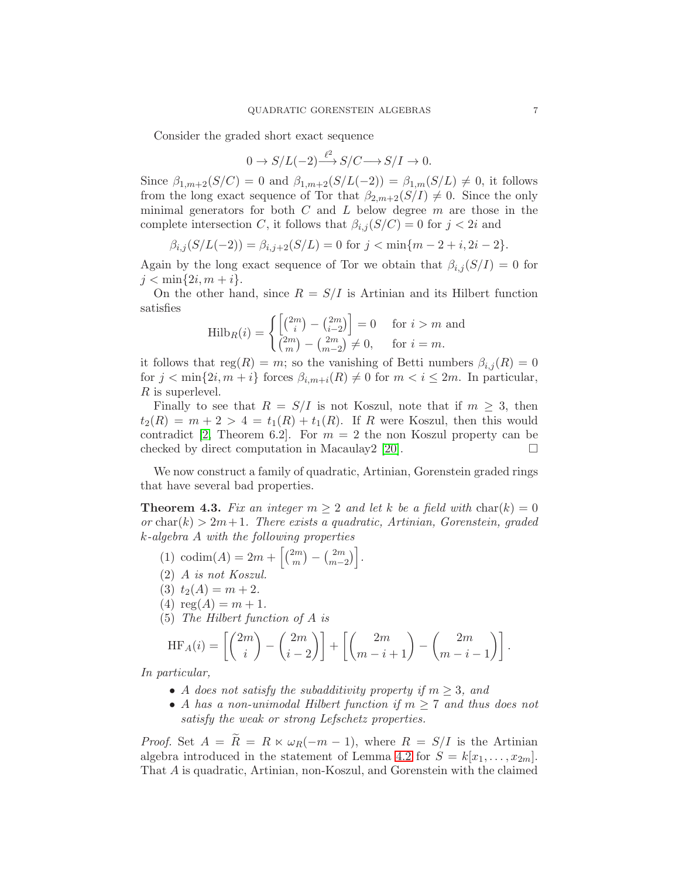Consider the graded short exact sequence

$$0 \to S/L(-2) \xrightarrow{\ell^2} S/C \longrightarrow S/I \to 0.$$

Since $\beta_{1,m+2}(S/C) = 0$ and $\beta_{1,m+2}(S/L(-2)) = \beta_{1,m}(S/L) \neq 0$, it follows from the long exact sequence of Tor that $\beta_{2,m+2}(S/I) \neq 0$. Since the only minimal generators for both $C$ and $L$ below degree $m$ are those in the complete intersection $C$, it follows that $\beta_{i,j}(S/C) = 0$ for $j < 2i$ and

$$\beta_{i,j}(S/L(-2)) = \beta_{i,j+2}(S/L) = 0 \text{ for } j < \min\{m - 2 + i, 2i - 2\}.$$

Again by the long exact sequence of Tor we obtain that $\beta_{i,j}(S/I) = 0$ for $j < \min\{2i, m + i\}$.

On the other hand, since $R = S/I$ is Artinian and its Hilbert function satisfies

$$\mathrm{Hilb}_R(i) = \begin{cases} \left[\binom{2m}{i} - \binom{2m}{i-2}\right] = 0 & \text{for } i > m \text{ and} \\ \binom{2m}{m} - \binom{2m}{m-2} \neq 0, & \text{for } i = m. \end{cases}$$

it follows that $\mathrm{reg}(R) = m$; so the vanishing of Betti numbers $\beta_{i,j}(R) = 0$ for $j < \min\{2i, m + i\}$ forces $\beta_{i,m+i}(R) \neq 0$ for $m < i \leq 2m$. In particular, $R$ is superlevel.

Finally to see that $R = S/I$ is not Koszul, note that if $m \geq 3$, then $t_2(R) = m + 2 > 4 = t_1(R) + t_1(R)$. If $R$ were Koszul, then this would contradict [2, Theorem 6.2]. For $m = 2$ the non Koszul property can be checked by direct computation in Macaulay2 [20]. $\square$

We now construct a family of quadratic, Artinian, Gorenstein graded rings that have several bad properties.

**Theorem 4.3.** *Fix an integer $m \geq 2$ and let $k$ be a field with $\mathrm{char}(k) = 0$ or $\mathrm{char}(k) > 2m+1$. There exists a quadratic, Artinian, Gorenstein, graded $k$-algebra $A$ with the following properties*

1. $\mathrm{codim}(A) = 2m + \left[\binom{2m}{m} - \binom{2m}{m-2}\right]$.
2. *$A$ is not Koszul.*
3. $t_2(A) = m + 2$.
4. $\mathrm{reg}(A) = m + 1$.
5. *The Hilbert function of $A$ is*

$$\mathrm{HF}_A(i) = \left[\binom{2m}{i} - \binom{2m}{i-2}\right] + \left[\binom{2m}{m-i+1} - \binom{2m}{m-i-1}\right].$$

*In particular,*

- *$A$ does not satisfy the subadditivity property if $m \geq 3$, and*
- *$A$ has a non-unimodal Hilbert function if $m \geq 7$ and thus does not satisfy the weak or strong Lefschetz properties.*

*Proof.* Set $A = \widetilde{R} = R \ltimes \omega_R(-m-1)$, where $R = S/I$ is the Artinian algebra introduced in the statement of Lemma 4.2 for $S = k[x_1, \ldots, x_{2m}]$. That $A$ is quadratic, Artinian, non-Koszul, and Gorenstein with the claimed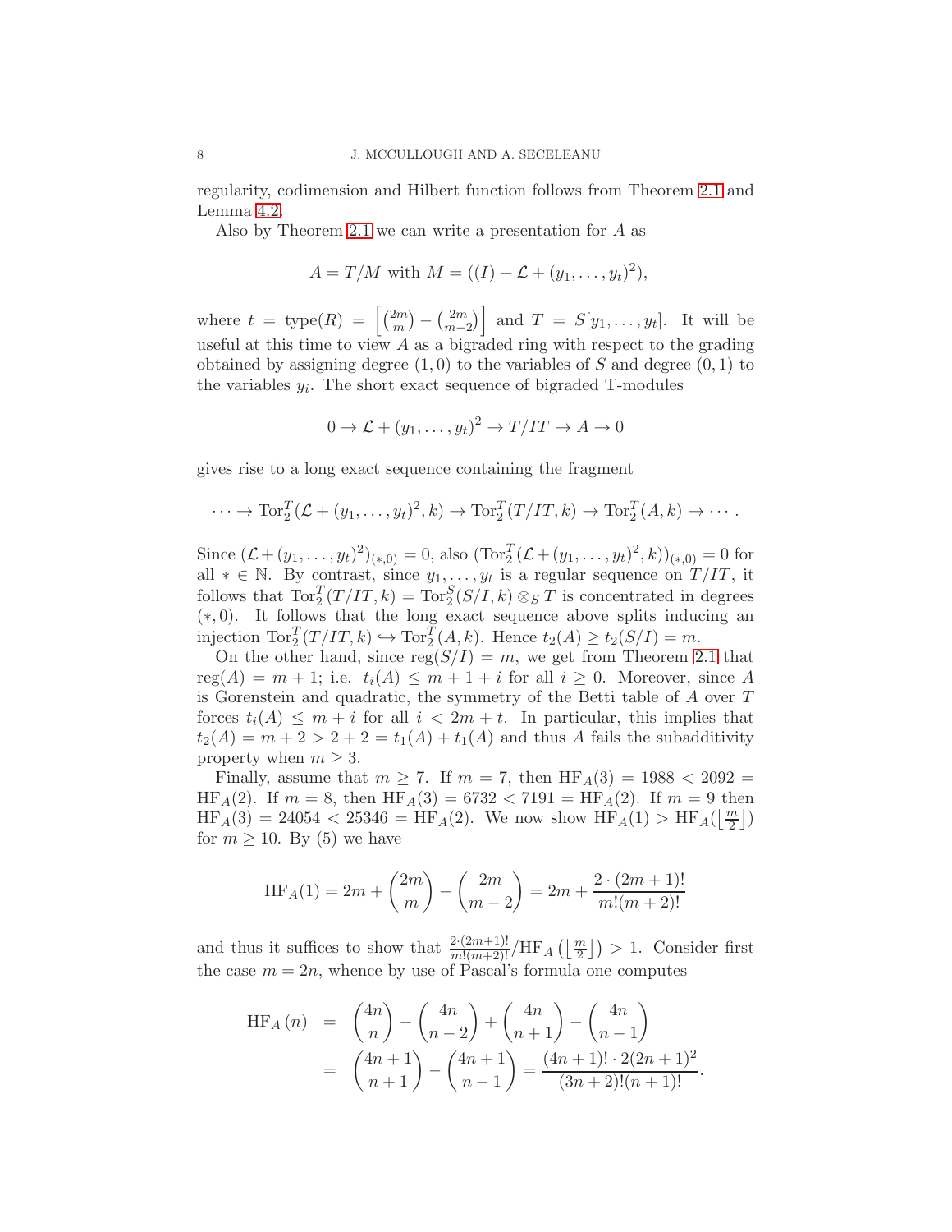regularity, codimension and Hilbert function follows from Theorem 2.1 and Lemma 4.2.

Also by Theorem 2.1 we can write a presentation for $A$ as

$$A = T/M \text{ with } M = ((I) + \mathcal{L} + (y_1, \dots, y_t)^2),$$

where $t = \text{type}(R) = \left[\binom{2m}{m} - \binom{2m}{m-2}\right]$ and $T = S[y_1, \dots, y_t]$. It will be useful at this time to view $A$ as a bigraded ring with respect to the grading obtained by assigning degree $(1, 0)$ to the variables of $S$ and degree $(0, 1)$ to the variables $y_i$. The short exact sequence of bigraded T-modules

$$0 \to \mathcal{L} + (y_1, \dots, y_t)^2 \to T/IT \to A \to 0$$

gives rise to a long exact sequence containing the fragment

$$\cdots \to \text{Tor}_2^T(\mathcal{L} + (y_1, \dots, y_t)^2, k) \to \text{Tor}_2^T(T/IT, k) \to \text{Tor}_2^T(A, k) \to \cdots.$$

Since $(\mathcal{L} + (y_1, \dots, y_t)^2)_{(*,0)} = 0$, also $(\text{Tor}_2^T(\mathcal{L} + (y_1, \dots, y_t)^2, k))_{(*,0)} = 0$ for all $* \in \mathbb{N}$. By contrast, since $y_1, \dots, y_t$ is a regular sequence on $T/IT$, it follows that $\text{Tor}_2^T(T/IT, k) = \text{Tor}_2^S(S/I, k) \otimes_S T$ is concentrated in degrees $(*, 0)$. It follows that the long exact sequence above splits inducing an injection $\text{Tor}_2^T(T/IT, k) \hookrightarrow \text{Tor}_2^T(A, k)$. Hence $t_2(A) \geq t_2(S/I) = m$.

On the other hand, since $\text{reg}(S/I) = m$, we get from Theorem 2.1 that $\text{reg}(A) = m + 1$; i.e. $t_i(A) \leq m + 1 + i$ for all $i \geq 0$. Moreover, since $A$ is Gorenstein and quadratic, the symmetry of the Betti table of $A$ over $T$ forces $t_i(A) \leq m + i$ for all $i < 2m + t$. In particular, this implies that $t_2(A) = m + 2 > 2 + 2 = t_1(A) + t_1(A)$ and thus $A$ fails the subadditivity property when $m \geq 3$.

Finally, assume that $m \geq 7$. If $m = 7$, then $\text{HF}_A(3) = 1988 < 2092 = \text{HF}_A(2)$. If $m = 8$, then $\text{HF}_A(3) = 6732 < 7191 = \text{HF}_A(2)$. If $m = 9$ then $\text{HF}_A(3) = 24054 < 25346 = \text{HF}_A(2)$. We now show $\text{HF}_A(1) > \text{HF}_A(\lfloor \frac{m}{2} \rfloor)$ for $m \geq 10$. By (5) we have

$$\text{HF}_A(1) = 2m + \binom{2m}{m} - \binom{2m}{m-2} = 2m + \frac{2 \cdot (2m+1)!}{m!(m+2)!}$$

and thus it suffices to show that $\frac{2 \cdot (2m+1)!}{m!(m+2)!} / \text{HF}_A\left(\lfloor \frac{m}{2} \rfloor\right) > 1$. Consider first the case $m = 2n$, whence by use of Pascal's formula one computes

$$\begin{aligned}
\text{HF}_A(n) &= \binom{4n}{n} - \binom{4n}{n-2} + \binom{4n}{n+1} - \binom{4n}{n-1} \\
&= \binom{4n+1}{n+1} - \binom{4n+1}{n-1} = \frac{(4n+1)! \cdot 2(2n+1)^2}{(3n+2)!(n+1)!}.
\end{aligned}$$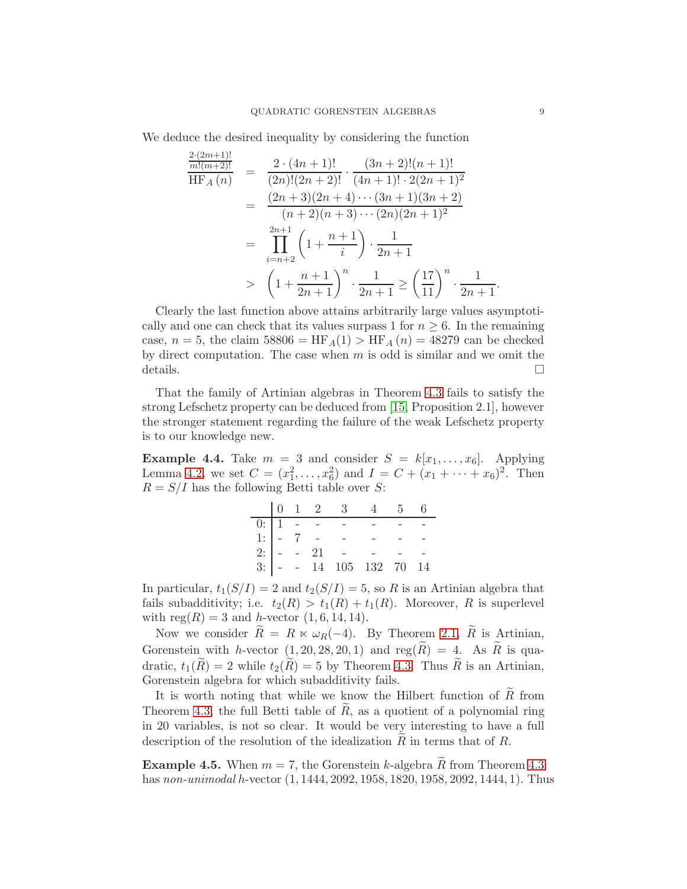We deduce the desired inequality by considering the function

$$
\begin{aligned}
\frac{\frac{2\cdot(2m+1)!}{m!(m+2)!}}{\mathrm{HF}_A(n)} &= \frac{2\cdot(4n+1)!}{(2n)!(2n+2)!}\cdot\frac{(3n+2)!(n+1)!}{(4n+1)!\cdot 2(2n+1)^2} \\
&= \frac{(2n+3)(2n+4)\cdots(3n+1)(3n+2)}{(n+2)(n+3)\cdots(2n)(2n+1)^2} \\
&= \prod_{i=n+2}^{2n+1}\left(1+\frac{n+1}{i}\right)\cdot\frac{1}{2n+1} \\
&> \left(1+\frac{n+1}{2n+1}\right)^n\cdot\frac{1}{2n+1} \geq \left(\frac{17}{11}\right)^n\cdot\frac{1}{2n+1}.
\end{aligned}
$$

Clearly the last function above attains arbitrarily large values asymptotically and one can check that its values surpass 1 for $n \geq 6$. In the remaining case, $n = 5$, the claim $58806 = \mathrm{HF}_A(1) > \mathrm{HF}_A(n) = 48279$ can be checked by direct computation. The case when $m$ is odd is similar and we omit the details. □

That the family of Artinian algebras in Theorem 4.3 fails to satisfy the strong Lefschetz property can be deduced from [15, Proposition 2.1], however the stronger statement regarding the failure of the weak Lefschetz property is to our knowledge new.

**Example 4.4.** Take $m = 3$ and consider $S = k[x_1, \ldots, x_6]$. Applying Lemma 4.2, we set $C = (x_1^2, \ldots, x_6^2)$ and $I = C + (x_1 + \cdots + x_6)^2$. Then $R = S/I$ has the following Betti table over $S$:

|  | 0 | 1 | 2 | 3 | 4 | 5 | 6 |
|---|---|---|---|---|---|---|---|
| 0: | 1 | - | - | - | - | - | - |
| 1: | - | 7 | - | - | - | - | - |
| 2: | - | - | 21 | - | - | - | - |
| 3: | - | - | 14 | 105 | 132 | 70 | 14 |

In particular, $t_1(S/I) = 2$ and $t_2(S/I) = 5$, so $R$ is an Artinian algebra that fails subadditivity; i.e. $t_2(R) > t_1(R) + t_1(R)$. Moreover, $R$ is superlevel with $\mathrm{reg}(R) = 3$ and $h$-vector $(1, 6, 14, 14)$.

Now we consider $\widetilde{R} = R \ltimes \omega_R(-4)$. By Theorem 2.1, $\widetilde{R}$ is Artinian, Gorenstein with $h$-vector $(1, 20, 28, 20, 1)$ and $\mathrm{reg}(\widetilde{R}) = 4$. As $\widetilde{R}$ is quadratic, $t_1(\widetilde{R}) = 2$ while $t_2(\widetilde{R}) = 5$ by Theorem 4.3. Thus $\widetilde{R}$ is an Artinian, Gorenstein algebra for which subadditivity fails.

It is worth noting that while we know the Hilbert function of $\widetilde{R}$ from Theorem 4.3, the full Betti table of $\widetilde{R}$, as a quotient of a polynomial ring in 20 variables, is not so clear. It would be very interesting to have a full description of the resolution of the idealization $\widetilde{R}$ in terms that of $R$.

**Example 4.5.** When $m = 7$, the Gorenstein $k$-algebra $\widetilde{R}$ from Theorem 4.3 has *non-unimodal* $h$-vector $(1, 1444, 2092, 1958, 1820, 1958, 2092, 1444, 1)$. Thus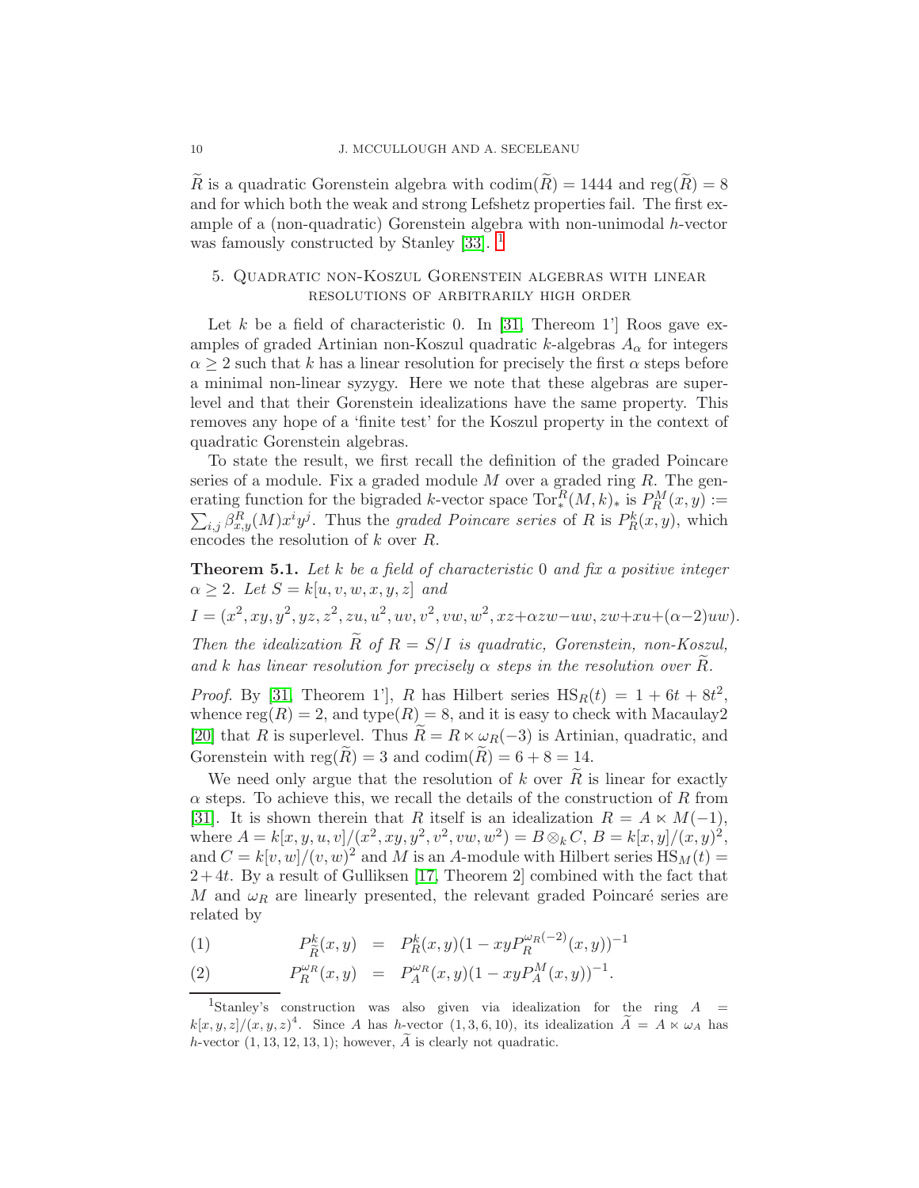$\widetilde{R}$ is a quadratic Gorenstein algebra with $\operatorname{codim}(\widetilde{R}) = 1444$ and $\operatorname{reg}(\widetilde{R}) = 8$ and for which both the weak and strong Lefshetz properties fail. The first example of a (non-quadratic) Gorenstein algebra with non-unimodal $h$-vector was famously constructed by Stanley [33]. [1]

## 5. Quadratic non-Koszul Gorenstein algebras with linear resolutions of arbitrarily high order

Let $k$ be a field of characteristic 0. In [31, Thereom 1'] Roos gave examples of graded Artinian non-Koszul quadratic $k$-algebras $A_\alpha$ for integers $\alpha \geq 2$ such that $k$ has a linear resolution for precisely the first $\alpha$ steps before a minimal non-linear syzygy. Here we note that these algebras are superlevel and that their Gorenstein idealizations have the same property. This removes any hope of a 'finite test' for the Koszul property in the context of quadratic Gorenstein algebras.

To state the result, we first recall the definition of the graded Poincare series of a module. Fix a graded module $M$ over a graded ring $R$. The generating function for the bigraded $k$-vector space $\operatorname{Tor}_*^R(M,k)_*$ is $P_R^M(x,y) := \sum_{i,j} \beta_{x,y}^R(M) x^i y^j$. Thus the *graded Poincare series* of $R$ is $P_R^k(x,y)$, which encodes the resolution of $k$ over $R$.

**Theorem 5.1.** *Let $k$ be a field of characteristic 0 and fix a positive integer $\alpha \geq 2$. Let $S = k[u,v,w,x,y,z]$ and*

$$I = (x^2, xy, y^2, yz, z^2, zu, u^2, uv, v^2, vw, w^2, xz + \alpha zw - uw, zw + xu + (\alpha-2)uw).$$

*Then the idealization $\widetilde{R}$ of $R = S/I$ is quadratic, Gorenstein, non-Koszul, and $k$ has linear resolution for precisely $\alpha$ steps in the resolution over $\widetilde{R}$.*

*Proof.* By [31, Theorem 1'], $R$ has Hilbert series $\operatorname{HS}_R(t) = 1 + 6t + 8t^2$, whence $\operatorname{reg}(R) = 2$, and $\operatorname{type}(R) = 8$, and it is easy to check with Macaulay2 [20] that $R$ is superlevel. Thus $\widetilde{R} = R \ltimes \omega_R(-3)$ is Artinian, quadratic, and Gorenstein with $\operatorname{reg}(\widetilde{R}) = 3$ and $\operatorname{codim}(\widetilde{R}) = 6 + 8 = 14$.

We need only argue that the resolution of $k$ over $\widetilde{R}$ is linear for exactly $\alpha$ steps. To achieve this, we recall the details of the construction of $R$ from [31]. It is shown therein that $R$ itself is an idealization $R = A \ltimes M(-1)$, where $A = k[x,y,u,v]/(x^2, xy, y^2, v^2, vw, w^2) = B \otimes_k C$, $B = k[x,y]/(x,y)^2$, and $C = k[v,w]/(v,w)^2$ and $M$ is an $A$-module with Hilbert series $\operatorname{HS}_M(t) = 2 + 4t$. By a result of Gulliksen [17, Theorem 2] combined with the fact that $M$ and $\omega_R$ are linearly presented, the relevant graded Poincaré series are related by

$$P_{\widetilde{R}}^k(x,y) = P_R^k(x,y)(1 - xyP_R^{\omega_R(-2)}(x,y))^{-1} \tag{1}$$

$$P_R^{\omega_R}(x,y) = P_A^{\omega_R}(x,y)(1 - xyP_A^M(x,y))^{-1}. \tag{2}$$

---

[1] Stanley's construction was also given via idealization for the ring $A = k[x,y,z]/(x,y,z)^4$. Since $A$ has $h$-vector $(1,3,6,10)$, its idealization $\widetilde{A} = A \ltimes \omega_A$ has $h$-vector $(1,13,12,13,1)$; however, $\widetilde{A}$ is clearly not quadratic.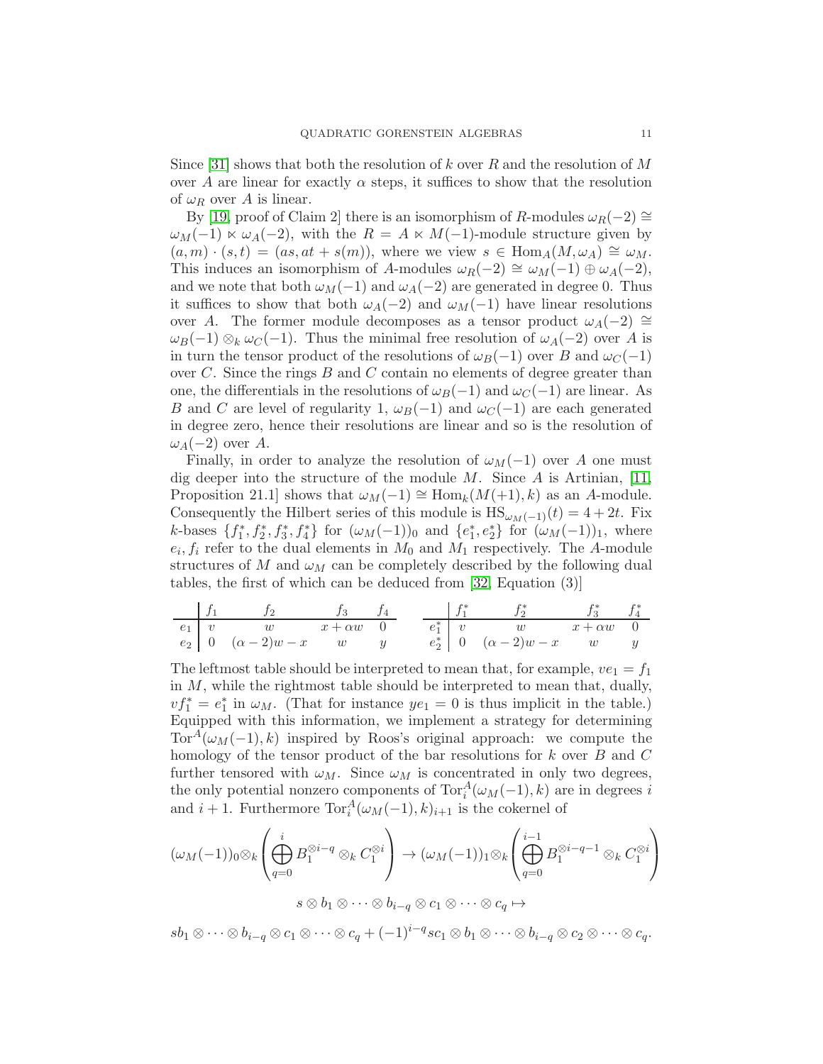Since [31] shows that both the resolution of $k$ over $R$ and the resolution of $M$ over $A$ are linear for exactly $\alpha$ steps, it suffices to show that the resolution of $\omega_R$ over $A$ is linear.

By [19, proof of Claim 2] there is an isomorphism of $R$-modules $\omega_R(-2) \cong \omega_M(-1) \ltimes \omega_A(-2)$, with the $R = A \ltimes M(-1)$-module structure given by $(a, m) \cdot (s, t) = (as, at + s(m))$, where we view $s \in \operatorname{Hom}_A(M, \omega_A) \cong \omega_M$. This induces an isomorphism of $A$-modules $\omega_R(-2) \cong \omega_M(-1) \oplus \omega_A(-2)$, and we note that both $\omega_M(-1)$ and $\omega_A(-2)$ are generated in degree 0. Thus it suffices to show that both $\omega_A(-2)$ and $\omega_M(-1)$ have linear resolutions over $A$. The former module decomposes as a tensor product $\omega_A(-2) \cong \omega_B(-1) \otimes_k \omega_C(-1)$. Thus the minimal free resolution of $\omega_A(-2)$ over $A$ is in turn the tensor product of the resolutions of $\omega_B(-1)$ over $B$ and $\omega_C(-1)$ over $C$. Since the rings $B$ and $C$ contain no elements of degree greater than one, the differentials in the resolutions of $\omega_B(-1)$ and $\omega_C(-1)$ are linear. As $B$ and $C$ are level of regularity 1, $\omega_B(-1)$ and $\omega_C(-1)$ are each generated in degree zero, hence their resolutions are linear and so is the resolution of $\omega_A(-2)$ over $A$.

Finally, in order to analyze the resolution of $\omega_M(-1)$ over $A$ one must dig deeper into the structure of the module $M$. Since $A$ is Artinian, [11, Proposition 21.1] shows that $\omega_M(-1) \cong \operatorname{Hom}_k(M(+1), k)$ as an $A$-module. Consequently the Hilbert series of this module is $\operatorname{HS}_{\omega_M(-1)}(t) = 4 + 2t$. Fix $k$-bases $\{f_1^*, f_2^*, f_3^*, f_4^*\}$ for $(\omega_M(-1))_0$ and $\{e_1^*, e_2^*\}$ for $(\omega_M(-1))_1$, where $e_i, f_i$ refer to the dual elements in $M_0$ and $M_1$ respectively. The $A$-module structures of $M$ and $\omega_M$ can be completely described by the following dual tables, the first of which can be deduced from [32, Equation (3)]

| | $f_1$ | $f_2$ | $f_3$ | $f_4$ |
|---|---|---|---|---|
| $e_1$ | $v$ | $w$ | $x + \alpha w$ | $0$ |
| $e_2$ | $0$ | $(\alpha - 2)w - x$ | $w$ | $y$ |

| | $f_1^*$ | $f_2^*$ | $f_3^*$ | $f_4^*$ |
|---|---|---|---|---|
| $e_1^*$ | $v$ | $w$ | $x + \alpha w$ | $0$ |
| $e_2^*$ | $0$ | $(\alpha - 2)w - x$ | $w$ | $y$ |

The leftmost table should be interpreted to mean that, for example, $ve_1 = f_1$ in $M$, while the rightmost table should be interpreted to mean that, dually, $vf_1^* = e_1^*$ in $\omega_M$. (That for instance $ye_1 = 0$ is thus implicit in the table.) Equipped with this information, we implement a strategy for determining $\operatorname{Tor}^A(\omega_M(-1), k)$ inspired by Roos's original approach: we compute the homology of the tensor product of the bar resolutions for $k$ over $B$ and $C$ further tensored with $\omega_M$. Since $\omega_M$ is concentrated in only two degrees, the only potential nonzero components of $\operatorname{Tor}_i^A(\omega_M(-1), k)$ are in degrees $i$ and $i + 1$. Furthermore $\operatorname{Tor}_i^A(\omega_M(-1), k)_{i+1}$ is the cokernel of

$$(\omega_M(-1))_0 \otimes_k \left( \bigoplus_{q=0}^{i} B_1^{\otimes i-q} \otimes_k C_1^{\otimes i} \right) \to (\omega_M(-1))_1 \otimes_k \left( \bigoplus_{q=0}^{i-1} B_1^{\otimes i-q-1} \otimes_k C_1^{\otimes i} \right)$$

$$s \otimes b_1 \otimes \cdots \otimes b_{i-q} \otimes c_1 \otimes \cdots \otimes c_q \mapsto$$

$$sb_1 \otimes \cdots \otimes b_{i-q} \otimes c_1 \otimes \cdots \otimes c_q + (-1)^{i-q} sc_1 \otimes b_1 \otimes \cdots \otimes b_{i-q} \otimes c_2 \otimes \cdots \otimes c_q.$$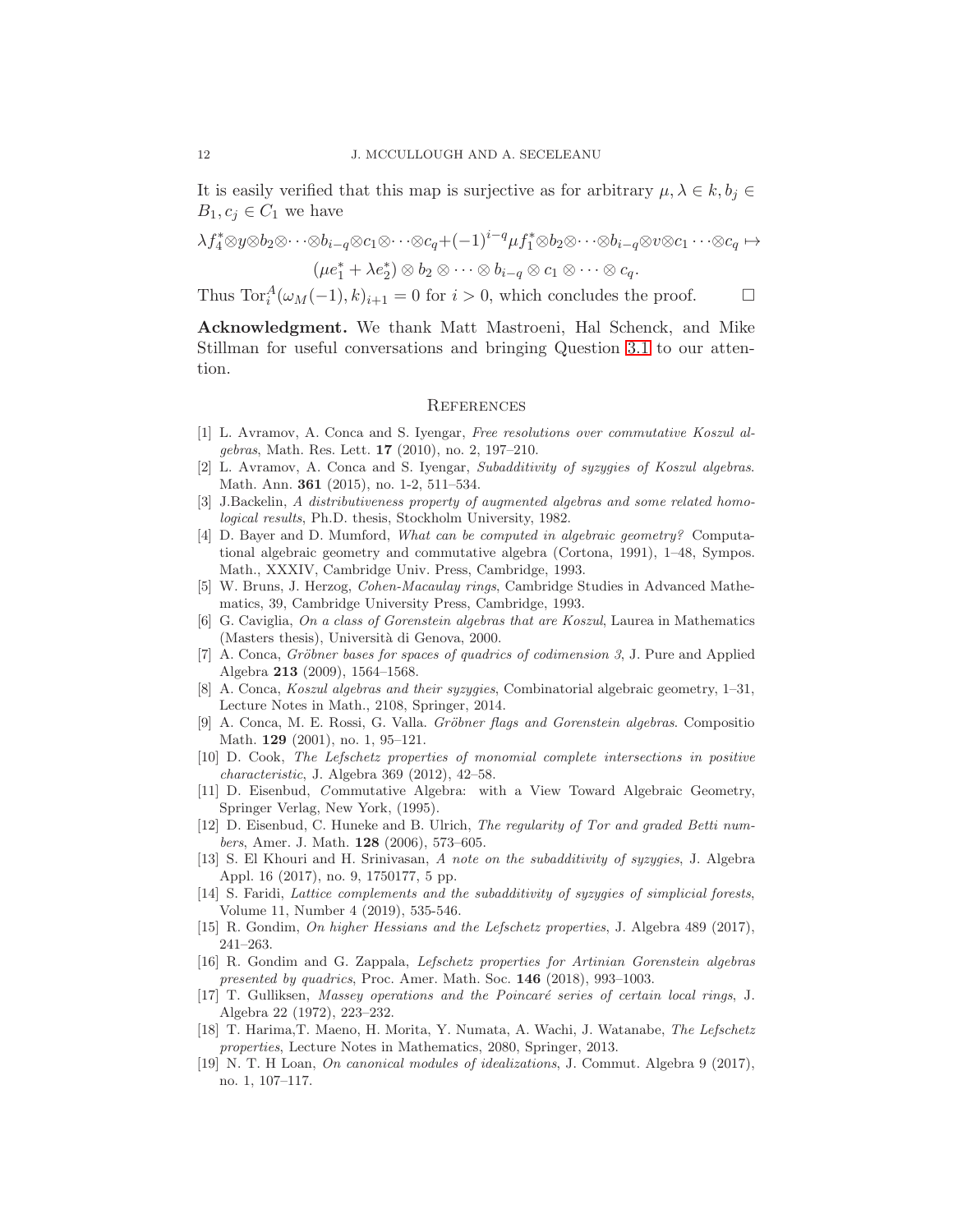It is easily verified that this map is surjective as for arbitrary $\mu, \lambda \in k, b_j \in B_1, c_j \in C_1$ we have

$$\lambda f_4^* \otimes y \otimes b_2 \otimes \cdots \otimes b_{i-q} \otimes c_1 \otimes \cdots \otimes c_q + (-1)^{i-q} \mu f_1^* \otimes b_2 \otimes \cdots \otimes b_{i-q} \otimes v \otimes c_1 \cdots \otimes c_q \mapsto (\mu e_1^* + \lambda e_2^*) \otimes b_2 \otimes \cdots \otimes b_{i-q} \otimes c_1 \otimes \cdots \otimes c_q.$$

Thus $\operatorname{Tor}_i^A(\omega_M(-1), k)_{i+1} = 0$ for $i > 0$, which concludes the proof. □

**Acknowledgment.** We thank Matt Mastroeni, Hal Schenck, and Mike Stillman for useful conversations and bringing Question 3.1 to our attention.

## References

[1] L. Avramov, A. Conca and S. Iyengar, *Free resolutions over commutative Koszul algebras*, Math. Res. Lett. **17** (2010), no. 2, 197–210.

[2] L. Avramov, A. Conca and S. Iyengar, *Subadditivity of syzygies of Koszul algebras*. Math. Ann. **361** (2015), no. 1-2, 511–534.

[3] J.Backelin, *A distributiveness property of augmented algebras and some related homological results*, Ph.D. thesis, Stockholm University, 1982.

[4] D. Bayer and D. Mumford, *What can be computed in algebraic geometry?* Computational algebraic geometry and commutative algebra (Cortona, 1991), 1–48, Sympos. Math., XXXIV, Cambridge Univ. Press, Cambridge, 1993.

[5] W. Bruns, J. Herzog, *Cohen-Macaulay rings*, Cambridge Studies in Advanced Mathematics, 39, Cambridge University Press, Cambridge, 1993.

[6] G. Caviglia, *On a class of Gorenstein algebras that are Koszul*, Laurea in Mathematics (Masters thesis), Università di Genova, 2000.

[7] A. Conca, *Gröbner bases for spaces of quadrics of codimension 3*, J. Pure and Applied Algebra **213** (2009), 1564–1568.

[8] A. Conca, *Koszul algebras and their syzygies*, Combinatorial algebraic geometry, 1–31, Lecture Notes in Math., 2108, Springer, 2014.

[9] A. Conca, M. E. Rossi, G. Valla. *Gröbner flags and Gorenstein algebras*. Compositio Math. **129** (2001), no. 1, 95–121.

[10] D. Cook, *The Lefschetz properties of monomial complete intersections in positive characteristic*, J. Algebra 369 (2012), 42–58.

[11] D. Eisenbud, *Commutative Algebra: with a View Toward Algebraic Geometry*, Springer Verlag, New York, (1995).

[12] D. Eisenbud, C. Huneke and B. Ulrich, *The regularity of Tor and graded Betti numbers*, Amer. J. Math. **128** (2006), 573–605.

[13] S. El Khouri and H. Srinivasan, *A note on the subadditivity of syzygies*, J. Algebra Appl. 16 (2017), no. 9, 1750177, 5 pp.

[14] S. Faridi, *Lattice complements and the subadditivity of syzygies of simplicial forests*, Volume 11, Number 4 (2019), 535-546.

[15] R. Gondim, *On higher Hessians and the Lefschetz properties*, J. Algebra 489 (2017), 241–263.

[16] R. Gondim and G. Zappala, *Lefschetz properties for Artinian Gorenstein algebras presented by quadrics*, Proc. Amer. Math. Soc. **146** (2018), 993–1003.

[17] T. Gulliksen, *Massey operations and the Poincaré series of certain local rings*, J. Algebra 22 (1972), 223–232.

[18] T. Harima,T. Maeno, H. Morita, Y. Numata, A. Wachi, J. Watanabe, *The Lefschetz properties*, Lecture Notes in Mathematics, 2080, Springer, 2013.

[19] N. T. H Loan, *On canonical modules of idealizations*, J. Commut. Algebra 9 (2017), no. 1, 107–117.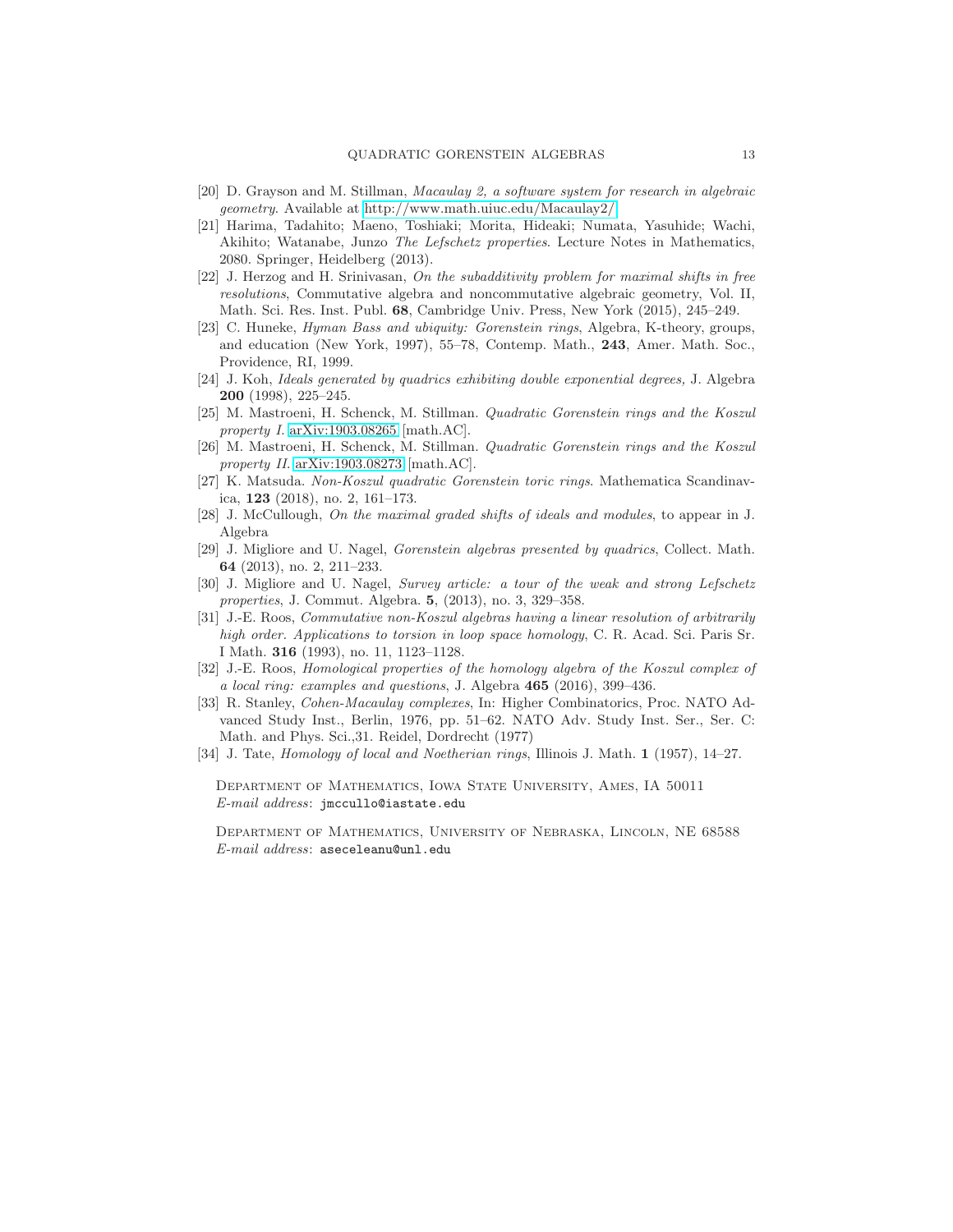[20] D. Grayson and M. Stillman, *Macaulay 2, a software system for research in algebraic geometry*. Available at http://www.math.uiuc.edu/Macaulay2/

[21] Harima, Tadahito; Maeno, Toshiaki; Morita, Hideaki; Numata, Yasuhide; Wachi, Akihito; Watanabe, Junzo *The Lefschetz properties*. Lecture Notes in Mathematics, 2080. Springer, Heidelberg (2013).

[22] J. Herzog and H. Srinivasan, *On the subadditivity problem for maximal shifts in free resolutions*, Commutative algebra and noncommutative algebraic geometry, Vol. II, Math. Sci. Res. Inst. Publ. **68**, Cambridge Univ. Press, New York (2015), 245–249.

[23] C. Huneke, *Hyman Bass and ubiquity: Gorenstein rings*, Algebra, K-theory, groups, and education (New York, 1997), 55–78, Contemp. Math., **243**, Amer. Math. Soc., Providence, RI, 1999.

[24] J. Koh, *Ideals generated by quadrics exhibiting double exponential degrees,* J. Algebra **200** (1998), 225–245.

[25] M. Mastroeni, H. Schenck, M. Stillman. *Quadratic Gorenstein rings and the Koszul property I.* arXiv:1903.08265 [math.AC].

[26] M. Mastroeni, H. Schenck, M. Stillman. *Quadratic Gorenstein rings and the Koszul property II.* arXiv:1903.08273 [math.AC].

[27] K. Matsuda. *Non-Koszul quadratic Gorenstein toric rings*. Mathematica Scandinavica, **123** (2018), no. 2, 161–173.

[28] J. McCullough, *On the maximal graded shifts of ideals and modules*, to appear in J. Algebra

[29] J. Migliore and U. Nagel, *Gorenstein algebras presented by quadrics*, Collect. Math. **64** (2013), no. 2, 211–233.

[30] J. Migliore and U. Nagel, *Survey article: a tour of the weak and strong Lefschetz properties*, J. Commut. Algebra. **5**, (2013), no. 3, 329–358.

[31] J.-E. Roos, *Commutative non-Koszul algebras having a linear resolution of arbitrarily high order. Applications to torsion in loop space homology*, C. R. Acad. Sci. Paris Sr. I Math. **316** (1993), no. 11, 1123–1128.

[32] J.-E. Roos, *Homological properties of the homology algebra of the Koszul complex of a local ring: examples and questions*, J. Algebra **465** (2016), 399–436.

[33] R. Stanley, *Cohen-Macaulay complexes*, In: Higher Combinatorics, Proc. NATO Advanced Study Inst., Berlin, 1976, pp. 51–62. NATO Adv. Study Inst. Ser., Ser. C: Math. and Phys. Sci.,31. Reidel, Dordrecht (1977)

[34] J. Tate, *Homology of local and Noetherian rings*, Illinois J. Math. **1** (1957), 14–27.

Department of Mathematics, Iowa State University, Ames, IA 50011
*E-mail address*: jmccullo@iastate.edu

Department of Mathematics, University of Nebraska, Lincoln, NE 68588
*E-mail address*: aseceleanu@unl.edu